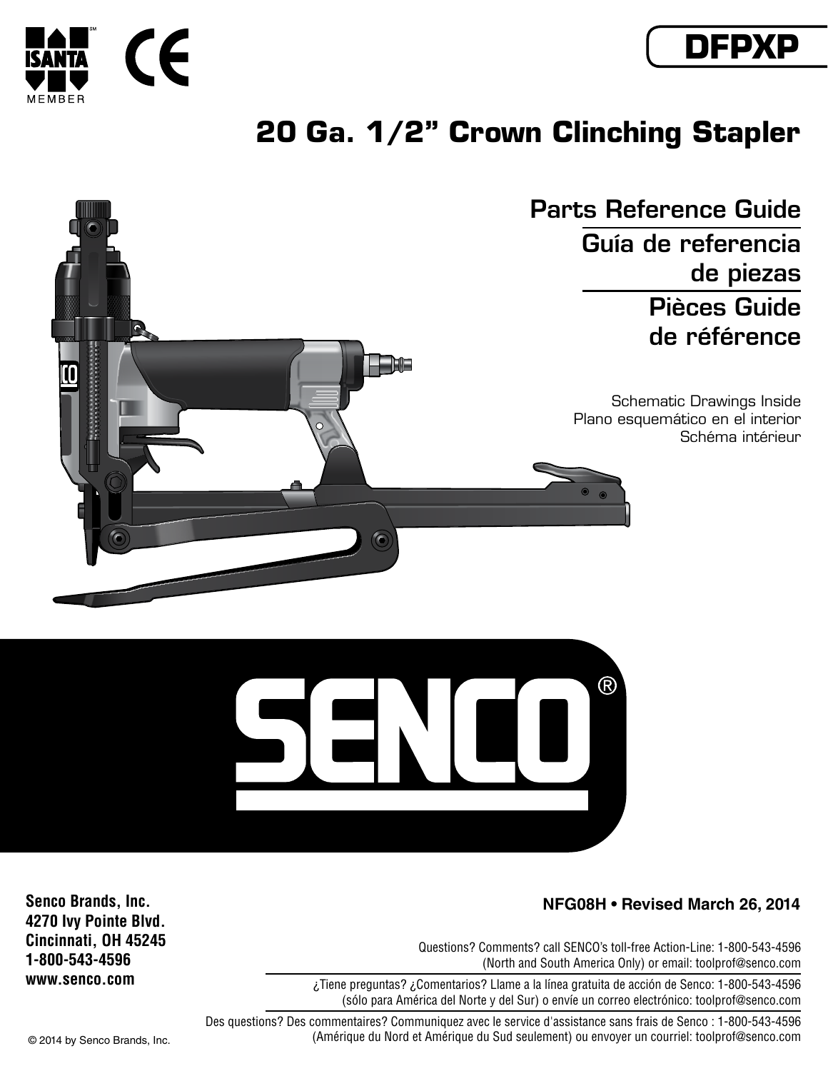ISANTA MEMBER

# DFPXP

# 20 Ga. 1/2" Crown Clinching Stapler

## Parts Reference Guide

## Guía de referencia de piezas

## Pièces Guide de référence

Schematic Drawings Inside
Plano esquemático en el interior
Schéma intérieur

**SENCO®**

**Senco Brands, Inc.**
**4270 Ivy Pointe Blvd.**
**Cincinnati, OH 45245**
**1-800-543-4596**
**www.senco.com**

**NFG08H • Revised March 26, 2014**

Questions? Comments? call SENCO's toll-free Action-Line: 1-800-543-4596
(North and South America Only) or email: toolprof@senco.com

¿Tiene preguntas? ¿Comentarios? Llame a la línea gratuita de acción de Senco: 1-800-543-4596
(sólo para América del Norte y del Sur) o envíe un correo electrónico: toolprof@senco.com

Des questions? Des commentaires? Communiquez avec le service d'assistance sans frais de Senco : 1-800-543-4596
(Amérique du Nord et Amérique du Sud seulement) ou envoyer un courriel: toolprof@senco.com

© 2014 by Senco Brands, Inc.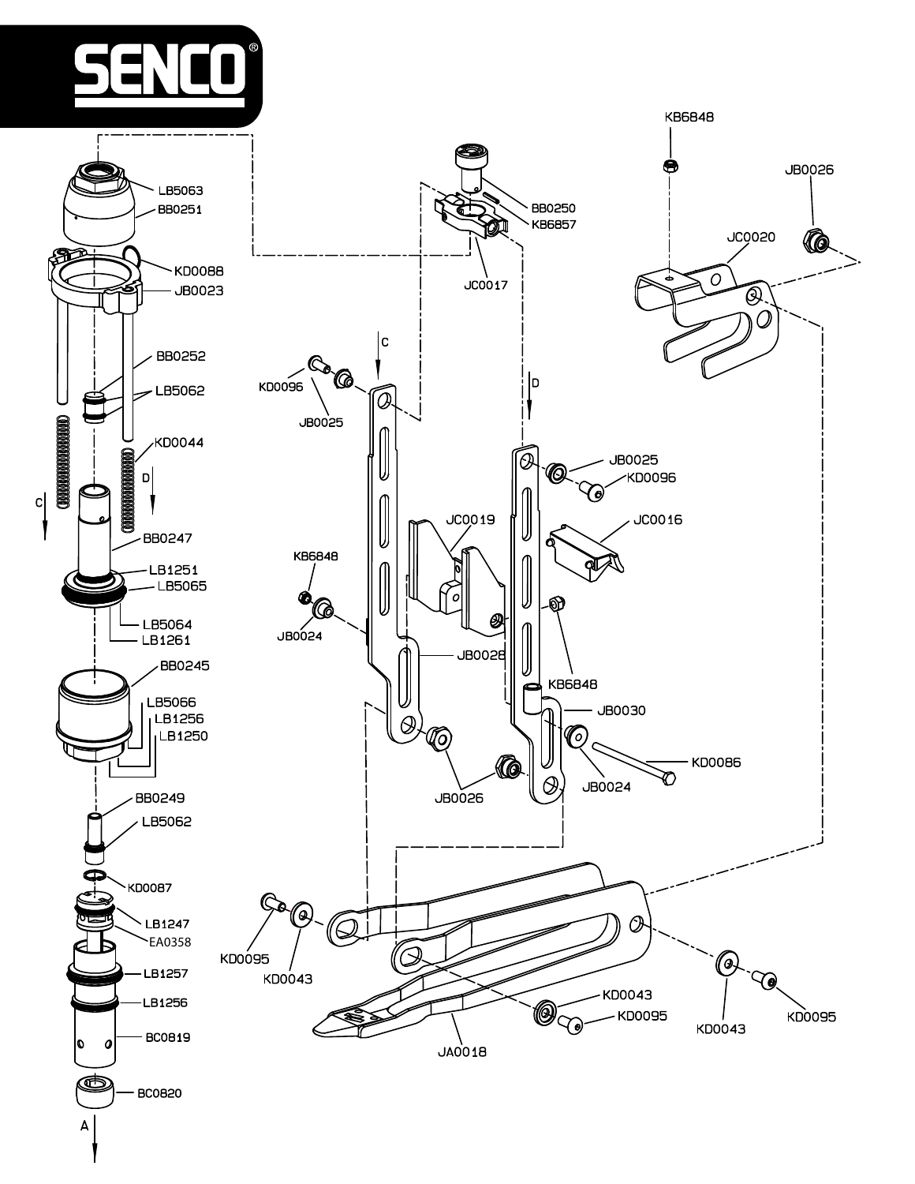SENCO®

LB5063
BB0251
KD0088
JB0023
BB0252
LB5062
KD0044
D
C
BB0247
LB1251
LB5065
LB5064
LB1261
BB0245
LB5066
LB1256
LB1250
BB0249
LB5062
KD0087
LB1247
EA0358
LB1257
LB1256
BC0819
BC0820
A

BB0250
KB6857
JC0017
C
D
KD0096
JB0025
JB0025
KD0096
JC0019
JC0016
KB6848
JB0024
JB0028
KB6848
JB0030
KD0086
JB0026
JB0024

KB6848
JB0026
JC0020

KD0095
KD0043
KD0043
KD0095
JA0018
KD0043
KD0095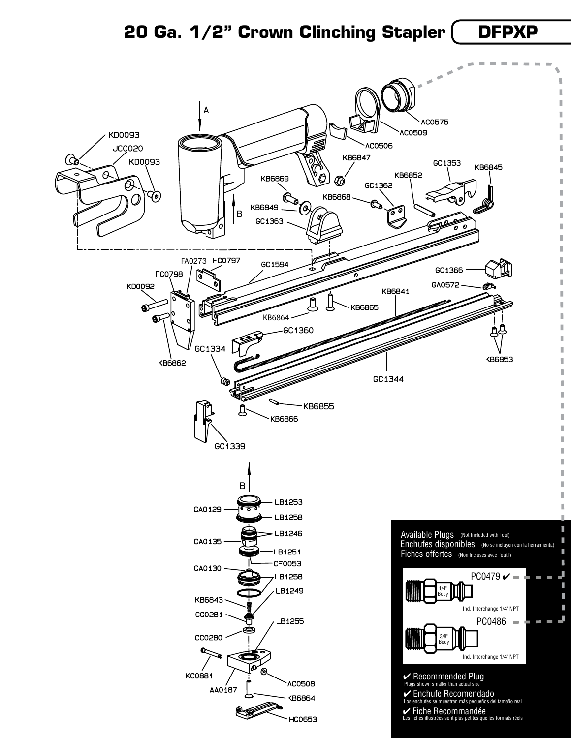# 20 Ga. 1/2" Crown Clinching Stapler DFPXP

A

B

KD0093
JC0020
KD0093
AC0575
AC0509
AC0506
KB6847
GC1353
KB6845
KB6852
KB6869
GC1362
KB6868
KB6849
GC1363
FA0273
FC0797
GC1594
GC1366
FC0798
GA0572
KD0092
KB6841
KB6865
KB6864
GC1360
GC1334
KB6862
KB6853
GC1344
KB6855
KB6866
GC1339

B

LB1253
CA0129
LB1258
LB1246
CA0135
LB1251
CF0053
CA0130
LB1258
LB1249
KB6843
CC0281
LB1255
CC0280
KC0881
AC0508
AA0187
KB6864
HC0653

Available Plugs (Not Included with Tool)
Enchufes disponibles (No se incluyen con la herramienta)
Fiches offertes (Non incluses avec l'outil)

PC0479 ✔
1/4" Body
Ind. Interchange 1/4" NPT

PC0486
3/8" Body
Ind. Interchange 1/4" NPT

✔ Recommended Plug
Plugs shown smaller than actual size

✔ Enchufe Recomendado
Los enchufes se muestran más pequeños del tamaño real

✔ Fiche Recommandée
Les fiches illustrées sont plus petites que les formats réels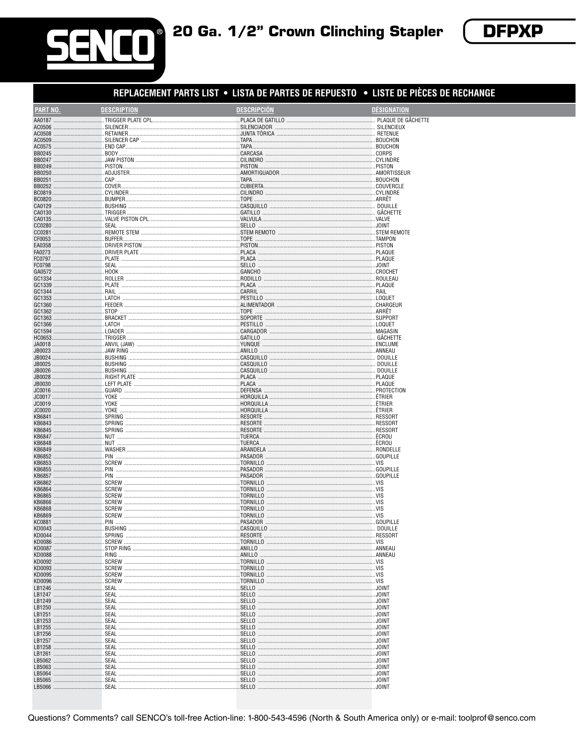# SENCO® 20 Ga. 1/2" Crown Clinching Stapler DFPXP

## REPLACEMENT PARTS LIST • LISTA DE PARTES DE REPUESTO • LISTE DE PIÈCES DE RECHANGE

| PART NO. | DESCRIPTION | DESCRIPCIÓN | DÉSIGNATION |
|---|---|---|---|
| AA0187 | TRIGGER PLATE CPL. | PLACA DE GATILLO | PLAQUE DE GÂCHETTE |
| AC0506 | SILENCER | SILENCIADOR | SILENCIEUX |
| AC0508 | RETAINER | JUNTA TÓRICA | RETENUE |
| AC0509 | SILENCER CAP | TAPA | BOUCHON |
| AC0575 | END CAP | TAPA | BOUCHON |
| BB0245 | BODY | CARCASA | CORPS |
| BB0247 | JAW PISTON | CILINDRO | CYLINDRE |
| BB0249 | PISTON | PISTON | PISTON |
| BB0250 | ADJUSTER | AMORTIGUADOR | AMORTISSEUR |
| BB0251 | CAP | TAPA | BOUCHON |
| BB0252 | COVER | CUBIERTA | COUVERCLE |
| BC0819 | CYLINDER | CILINDRO | CYLINDRE |
| BC0820 | BUMPER | TOPE | ARRÊT |
| CA0129 | BUSHING | CASQUILLO | DOUILLE |
| CA0130 | TRIGGER | GATILLO | GÂCHETTE |
| CA0135 | VALVE PISTON CPL. | VALVULA | VALVE |
| CC0280 | SEAL | SELLO | JOINT |
| CC0281 | REMOTE STEM | STEM REMOTO | STEM REMOTE |
| CF0053 | BUFFER | TOPE | TAMPON |
| EA0358 | DRIVER PISTON | PISTON | PISTON |
| FA0273 | DRIVER PLATE | PLACA | PLAQUE |
| FC0797 | PLATE | PLACA | PLAQUE |
| FC0798 | SEAL | SELLO | JOINT |
| GA0572 | HOOK | GANCHO | CROCHET |
| GC1334 | ROLLER | RODILLO | ROULEAU |
| GC1339 | PLATE | PLACA | PLAQUE |
| GC1344 | RAIL | CARRIL | RAIL |
| GC1353 | LATCH | PESTILLO | LOQUET |
| GC1360 | FEEDER | ALIMENTADOR | CHARGEUR |
| GC1362 | STOP | TOPE | ARRÊT |
| GC1363 | BRACKET | SOPORTE | SUPPORT |
| GC1366 | LATCH | PESTILLO | LOQUET |
| GC1594 | LOADER | CARGADOR | MAGASIN |
| HC0653 | TRIGGER | GATILLO | GÂCHETTE |
| JA0018 | ANVIL (JAW) | YUNQUE | ENCLUME |
| JB0023 | JAW RING | ANILLO | ANNEAU |
| JB0024 | BUSHING | CASQUILLO | DOUILLE |
| JB0025 | BUSHING | CASQUILLO | DOUILLE |
| JB0026 | BUSHING | CASQUILLO | DOUILLE |
| JB0028 | RIGHT PLATE | PLACA | PLAQUE |
| JB0030 | LEFT PLATE | PLACA | PLAQUE |
| JC0016 | GUARD | DEFENSA | PROTECTION |
| JC0017 | YOKE | HORQUILLA | ÉTRIER |
| JC0019 | YOKE | HORQUILLA | ÉTRIER |
| JC0020 | YOKE | HORQUILLA | ÉTRIER |
| KB6841 | SPRING | RESORTE | RESSORT |
| KB6843 | SPRING | RESORTE | RESSORT |
| KB6845 | SPRING | RESORTE | RESSORT |
| KB6847 | NUT | TUERCA | ÉCROU |
| KB6848 | NUT | TUERCA | ÉCROU |
| KB6849 | WASHER | ARANDELA | RONDELLE |
| KB6852 | PIN | PASADOR | GOUPILLE |
| KB6853 | SCREW | TORNILLO | VIS |
| KB6855 | PIN | PASADOR | GOUPILLE |
| KB6857 | PIN | PASADOR | GOUPILLE |
| KB6862 | SCREW | TORNILLO | VIS |
| KB6864 | SCREW | TORNILLO | VIS |
| KB6865 | SCREW | TORNILLO | VIS |
| KB6866 | SCREW | TORNILLO | VIS |
| KB6868 | SCREW | TORNILLO | VIS |
| KB6869 | SCREW | TORNILLO | VIS |
| KC0881 | PIN | PASADOR | GOUPILLE |
| KD0043 | BUSHING | CASQUILLO | DOUILLE |
| KD0044 | SPRING | RESORTE | RESSORT |
| KD0086 | SCREW | TORNILLO | VIS |
| KD0087 | STOP RING | ANILLO | ANNEAU |
| KD0088 | RING | ANILLO | ANNEAU |
| KD0092 | SCREW | TORNILLO | VIS |
| KD0093 | SCREW | TORNILLO | VIS |
| KD0095 | SCREW | TORNILLO | VIS |
| KD0096 | SCREW | TORNILLO | VIS |
| LB1246 | SEAL | SELLO | JOINT |
| LB1247 | SEAL | SELLO | JOINT |
| LB1249 | SEAL | SELLO | JOINT |
| LB1250 | SEAL | SELLO | JOINT |
| LB1251 | SEAL | SELLO | JOINT |
| LB1253 | SEAL | SELLO | JOINT |
| LB1255 | SEAL | SELLO | JOINT |
| LB1256 | SEAL | SELLO | JOINT |
| LB1257 | SEAL | SELLO | JOINT |
| LB1258 | SEAL | SELLO | JOINT |
| LB1261 | SEAL | SELLO | JOINT |
| LB5062 | SEAL | SELLO | JOINT |
| LB5063 | SEAL | SELLO | JOINT |
| LB5064 | SEAL | SELLO | JOINT |
| LB5065 | SEAL | SELLO | JOINT |
| LB5066 | SEAL | SELLO | JOINT |

Questions? Comments? call SENCO's toll-free Action-line: 1-800-543-4596 (North & South America only) or e-mail: toolprof@senco.com